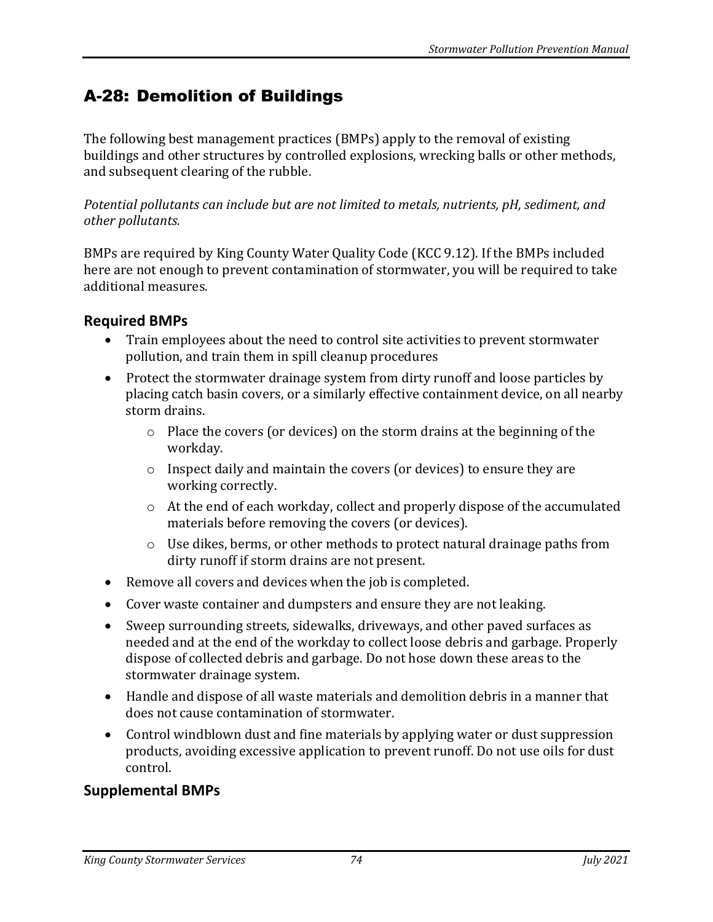# A-28: Demolition of Buildings

The following best management practices (BMPs) apply to the removal of existing buildings and other structures by controlled explosions, wrecking balls or other methods, and subsequent clearing of the rubble.

*Potential pollutants can include but are not limited to metals, nutrients, pH, sediment, and other pollutants.*

BMPs are required by King County Water Quality Code (KCC 9.12). If the BMPs included here are not enough to prevent contamination of stormwater, you will be required to take additional measures.

## Required BMPs

- Train employees about the need to control site activities to prevent stormwater pollution, and train them in spill cleanup procedures
- Protect the stormwater drainage system from dirty runoff and loose particles by placing catch basin covers, or a similarly effective containment device, on all nearby storm drains.
  - Place the covers (or devices) on the storm drains at the beginning of the workday.
  - Inspect daily and maintain the covers (or devices) to ensure they are working correctly.
  - At the end of each workday, collect and properly dispose of the accumulated materials before removing the covers (or devices).
  - Use dikes, berms, or other methods to protect natural drainage paths from dirty runoff if storm drains are not present.
- Remove all covers and devices when the job is completed.
- Cover waste container and dumpsters and ensure they are not leaking.
- Sweep surrounding streets, sidewalks, driveways, and other paved surfaces as needed and at the end of the workday to collect loose debris and garbage. Properly dispose of collected debris and garbage. Do not hose down these areas to the stormwater drainage system.
- Handle and dispose of all waste materials and demolition debris in a manner that does not cause contamination of stormwater.
- Control windblown dust and fine materials by applying water or dust suppression products, avoiding excessive application to prevent runoff. Do not use oils for dust control.

## Supplemental BMPs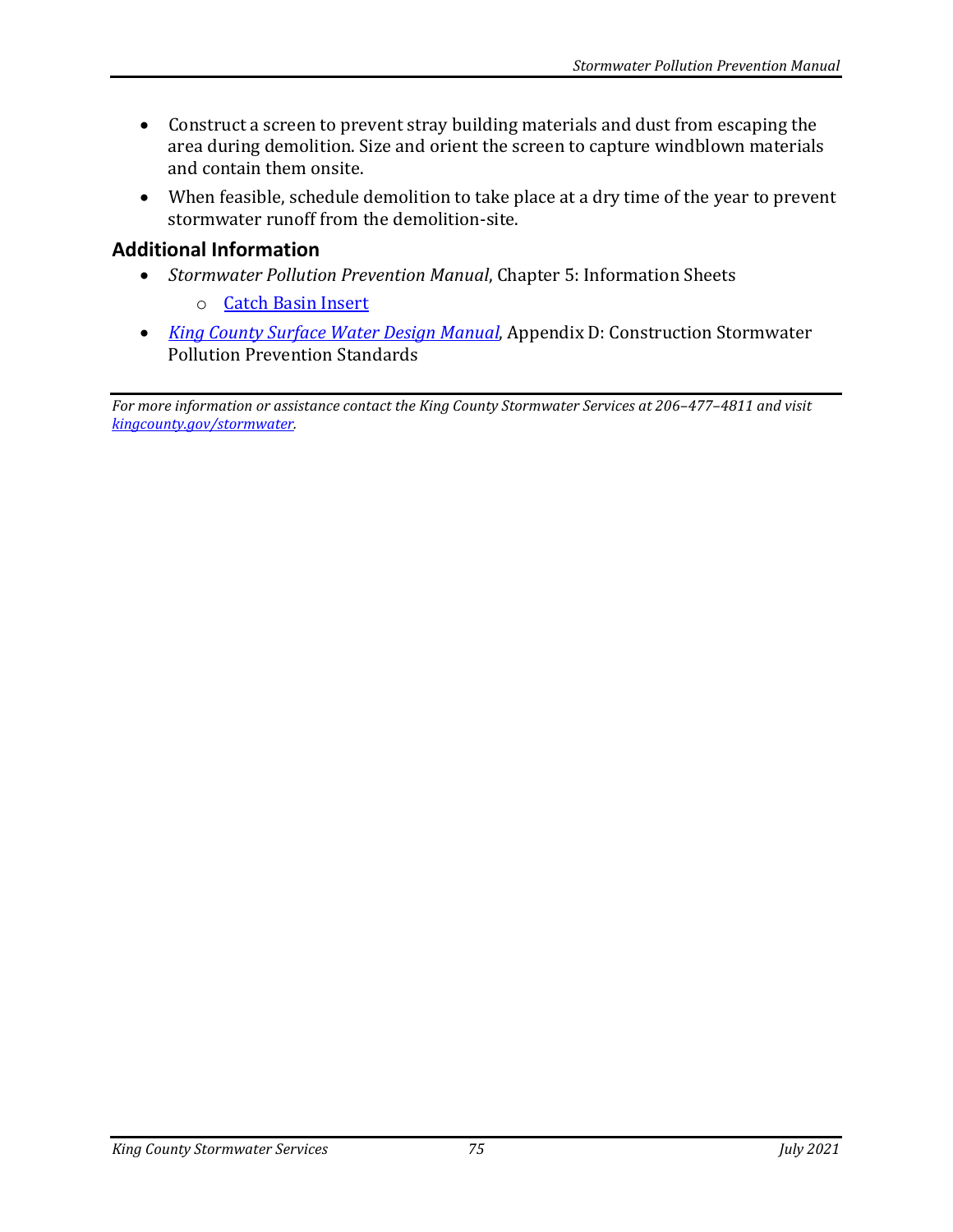- Construct a screen to prevent stray building materials and dust from escaping the area during demolition. Size and orient the screen to capture windblown materials and contain them onsite.
- When feasible, schedule demolition to take place at a dry time of the year to prevent stormwater runoff from the demolition-site.

## Additional Information

- *Stormwater Pollution Prevention Manual*, Chapter 5: Information Sheets
  - Catch Basin Insert
- *King County Surface Water Design Manual*, Appendix D: Construction Stormwater Pollution Prevention Standards

---

*For more information or assistance contact the King County Stormwater Services at 206–477–4811 and visit kingcounty.gov/stormwater.*